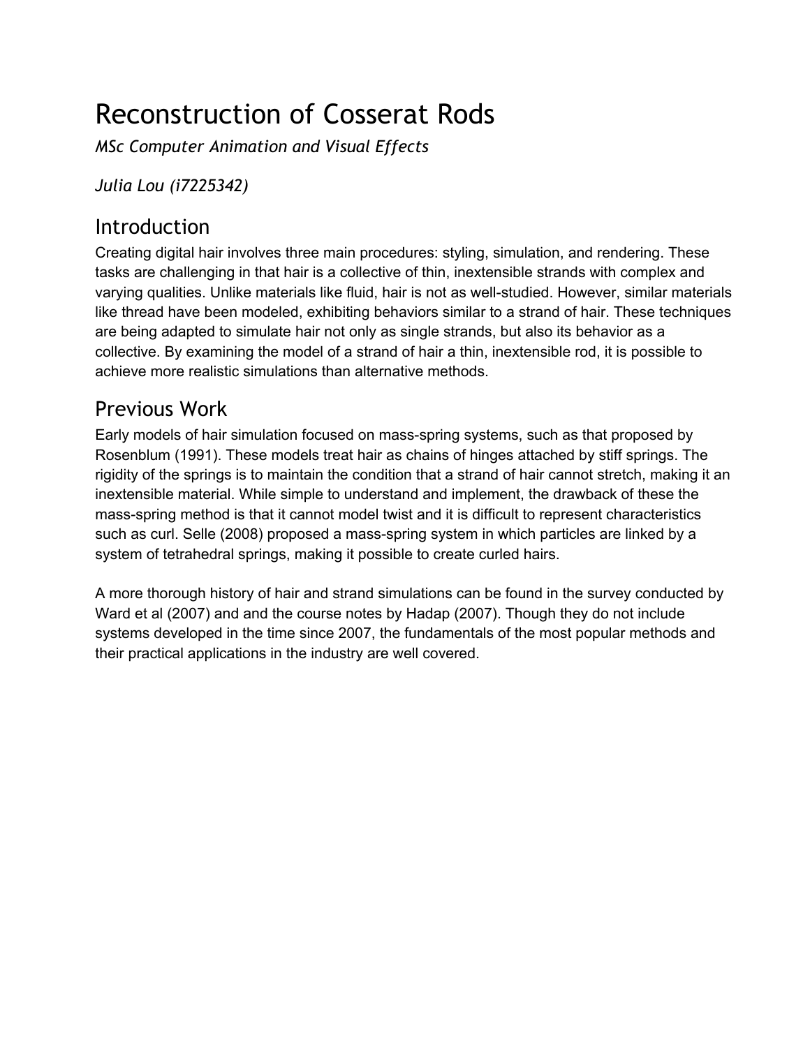# Reconstruction of Cosserat Rods

*MSc Computer Animation and Visual Effects*

*Julia Lou (i7225342)*

## Introduction

Creating digital hair involves three main procedures: styling, simulation, and rendering. These tasks are challenging in that hair is a collective of thin, inextensible strands with complex and varying qualities. Unlike materials like fluid, hair is not as well-studied. However, similar materials like thread have been modeled, exhibiting behaviors similar to a strand of hair. These techniques are being adapted to simulate hair not only as single strands, but also its behavior as a collective. By examining the model of a strand of hair a thin, inextensible rod, it is possible to achieve more realistic simulations than alternative methods.

## Previous Work

Early models of hair simulation focused on mass-spring systems, such as that proposed by Rosenblum (1991). These models treat hair as chains of hinges attached by stiff springs. The rigidity of the springs is to maintain the condition that a strand of hair cannot stretch, making it an inextensible material. While simple to understand and implement, the drawback of these the mass-spring method is that it cannot model twist and it is difficult to represent characteristics such as curl. Selle (2008) proposed a mass-spring system in which particles are linked by a system of tetrahedral springs, making it possible to create curled hairs.

A more thorough history of hair and strand simulations can be found in the survey conducted by Ward et al (2007) and and the course notes by Hadap (2007). Though they do not include systems developed in the time since 2007, the fundamentals of the most popular methods and their practical applications in the industry are well covered.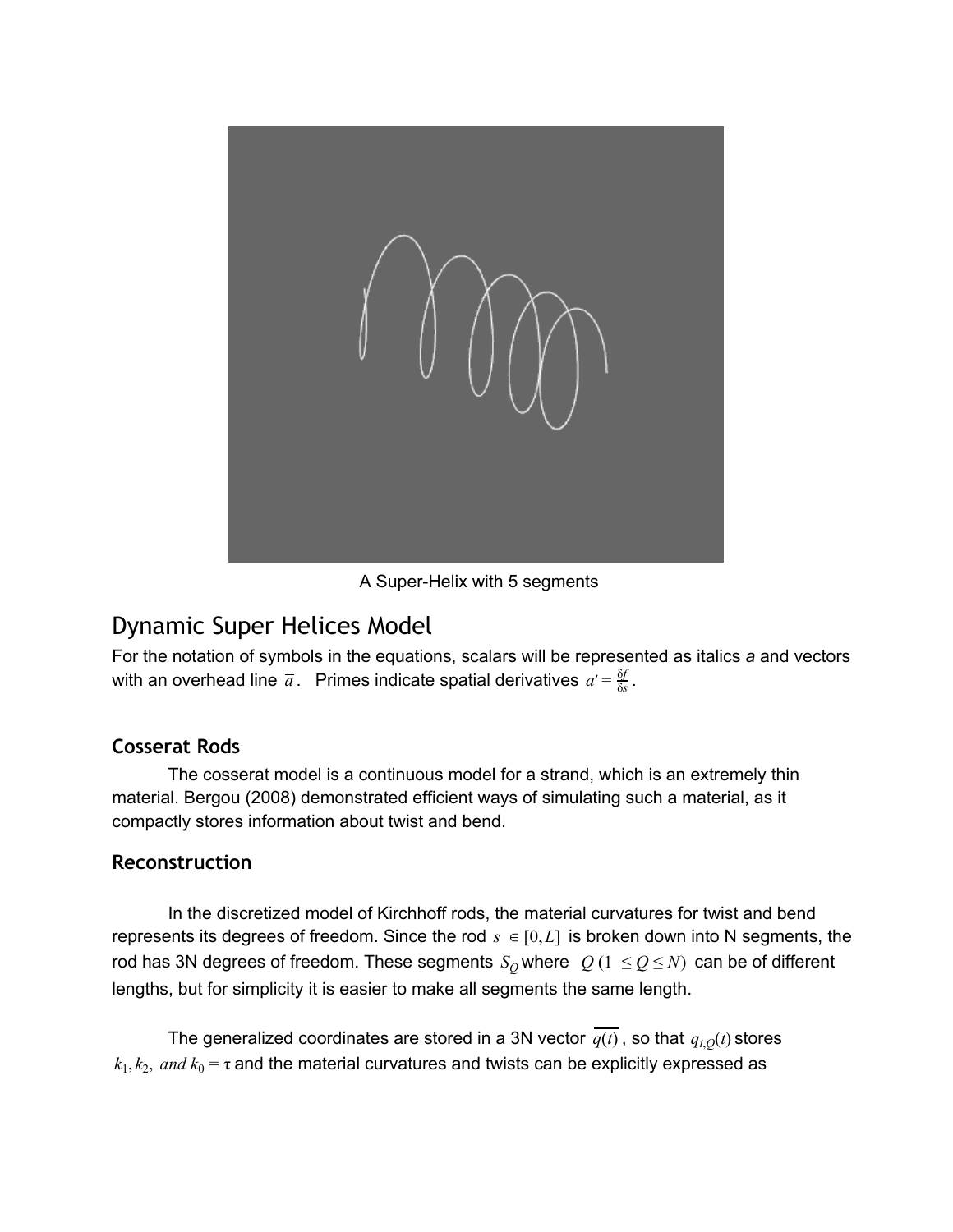A Super-Helix with 5 segments

## Dynamic Super Helices Model

For the notation of symbols in the equations, scalars will be represented as italics *a* and vectors with an overhead line $\overline{a}$. Primes indicate spatial derivatives $a' = \frac{\delta f}{\delta s}$.

### Cosserat Rods

The cosserat model is a continuous model for a strand, which is an extremely thin material. Bergou (2008) demonstrated efficient ways of simulating such a material, as it compactly stores information about twist and bend.

### Reconstruction

In the discretized model of Kirchhoff rods, the material curvatures for twist and bend represents its degrees of freedom. Since the rod $s \in [0, L]$ is broken down into N segments, the rod has 3N degrees of freedom. These segments $S_Q$ where $Q\ (1 \le Q \le N)$ can be of different lengths, but for simplicity it is easier to make all segments the same length.

The generalized coordinates are stored in a 3N vector $\overline{q(t)}$, so that $q_{i,Q}(t)$ stores $k_1, k_2,\ and\ k_0 = \tau$ and the material curvatures and twists can be explicitly expressed as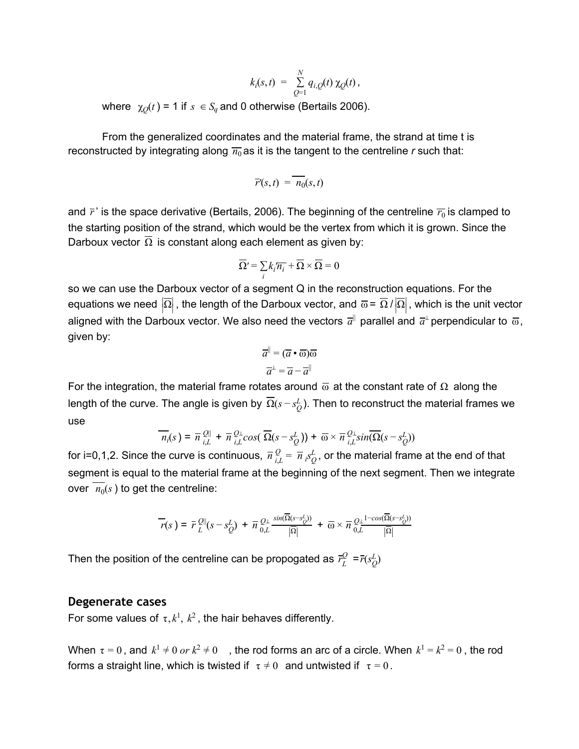$$k_i(s,t) = \sum_{Q=1}^{N} q_{i,Q}(t)\, \chi_Q(t),$$

where $\chi_Q(t) = 1$ if $s \in S_q$ and 0 otherwise (Bertails 2006).

From the generalized coordinates and the material frame, the strand at time t is reconstructed by integrating along $\overline{n_0}$ as it is the tangent to the centreline *r* such that:

$$\overline{r}'(s,t) = \overline{n_0}(s,t)$$

and $\overline{r}'$ is the space derivative (Bertails, 2006). The beginning of the centreline $\overline{r_0}$ is clamped to the starting position of the strand, which would be the vertex from which it is grown. Since the Darboux vector $\overline{\Omega}$ is constant along each element as given by:

$$\overline{\Omega}' = \sum_i k_i \overline{n_i} + \overline{\Omega} \times \overline{\Omega} = 0$$

so we can use the Darboux vector of a segment Q in the reconstruction equations. For the equations we need $|\overline{\Omega}|$, the length of the Darboux vector, and $\overline{\varpi} = \overline{\Omega} / |\overline{\Omega}|$, which is the unit vector aligned with the Darboux vector. We also need the vectors $\overline{a}^{\parallel}$ parallel and $\overline{a}^{\perp}$ perpendicular to $\overline{\varpi}$, given by:

$$\overline{a}^{\parallel} = (\overline{a} \bullet \overline{\varpi})\overline{\varpi}$$

$$\overline{a}^{\perp} = \overline{a} - \overline{a}^{\parallel}$$

For the integration, the material frame rotates around $\overline{\varpi}$ at the constant rate of $\Omega$ along the length of the curve. The angle is given by $\overline{\Omega}(s - s_Q^L)$. Then to reconstruct the material frames we use

$$\overline{n_i}(s) = \overline{n}_{i,L}^{Q\parallel} + \overline{n}_{i,L}^{Q\perp} cos(\overline{\Omega}(s - s_Q^L)) + \overline{\varpi} \times \overline{n}_{i,L}^{Q\perp} sin(\overline{\Omega}(s - s_Q^L))$$

for i=0,1,2. Since the curve is continuous, $\overline{n}_{i,L}^{Q} = \overline{n}_i s_Q^L$, or the material frame at the end of that segment is equal to the material frame at the beginning of the next segment. Then we integrate over $\overline{n_0}(s)$ to get the centreline:

$$\overline{r}(s) = \overline{r}_L^{Q\parallel}(s - s_Q^L) + \overline{n}_{0,L}^{Q\perp} \frac{sin(\overline{\Omega}(s - s_Q^L))}{|\overline{\Omega}|} + \overline{\varpi} \times \overline{n}_{0,L}^{Q\perp} \frac{1 - cos(\overline{\Omega}(s - s_Q^L))}{|\overline{\Omega}|}$$

Then the position of the centreline can be propogated as $\overline{r}_L^Q = \overline{r}(s_Q^L)$

## Degenerate cases

For some values of $\tau, k^1, k^2$, the hair behaves differently.

When $\tau = 0$, and $k^1 \neq 0$ *or* $k^2 \neq 0$ , the rod forms an arc of a circle. When $k^1 = k^2 = 0$, the rod forms a straight line, which is twisted if $\tau \neq 0$ and untwisted if $\tau = 0$.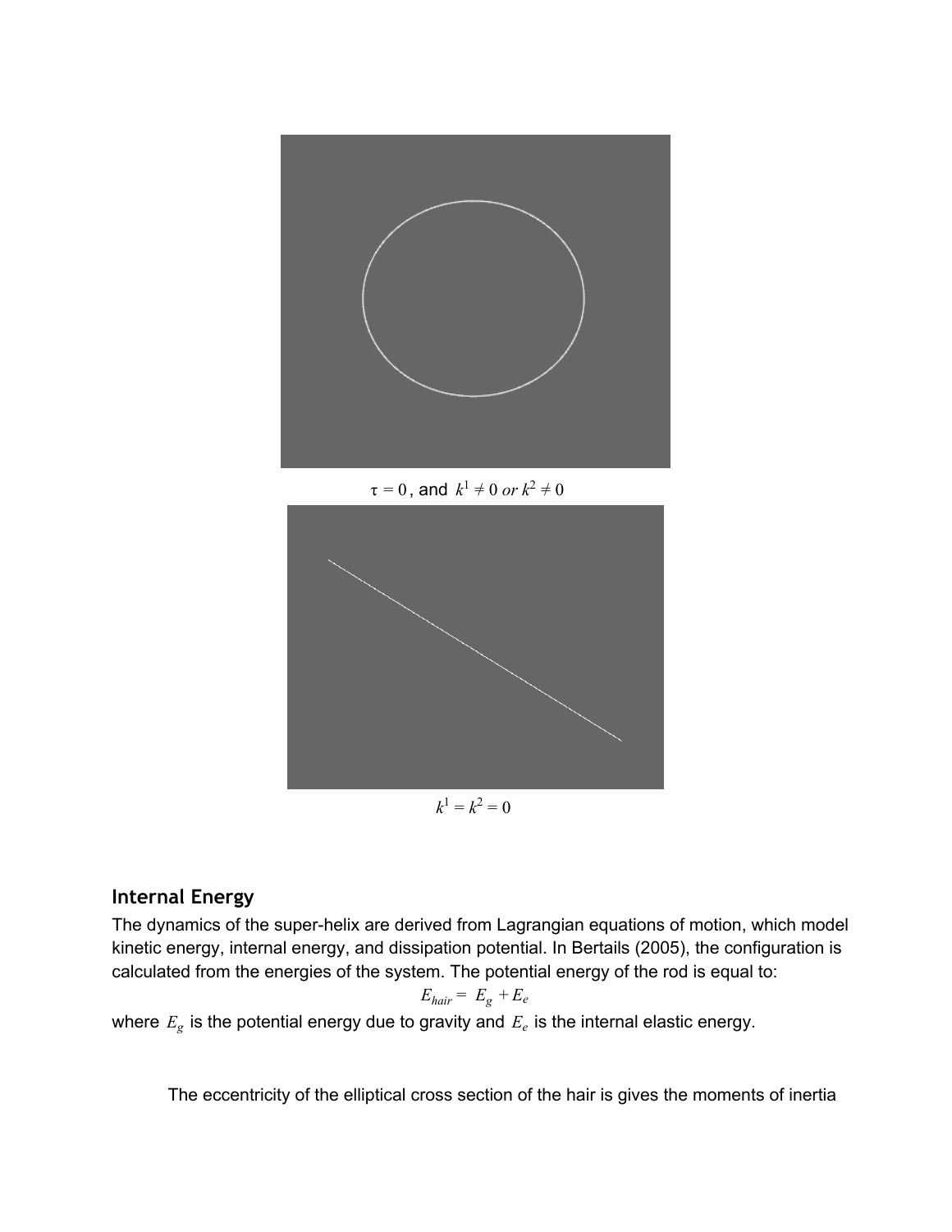$\tau = 0$, and $k^1 \neq 0$ *or* $k^2 \neq 0$

$k^1 = k^2 = 0$

## Internal Energy

The dynamics of the super-helix are derived from Lagrangian equations of motion, which model kinetic energy, internal energy, and dissipation potential. In Bertails (2005), the configuration is calculated from the energies of the system. The potential energy of the rod is equal to:

$$E_{hair} = E_g + E_e$$

where $E_g$ is the potential energy due to gravity and $E_e$ is the internal elastic energy.

The eccentricity of the elliptical cross section of the hair is gives the moments of inertia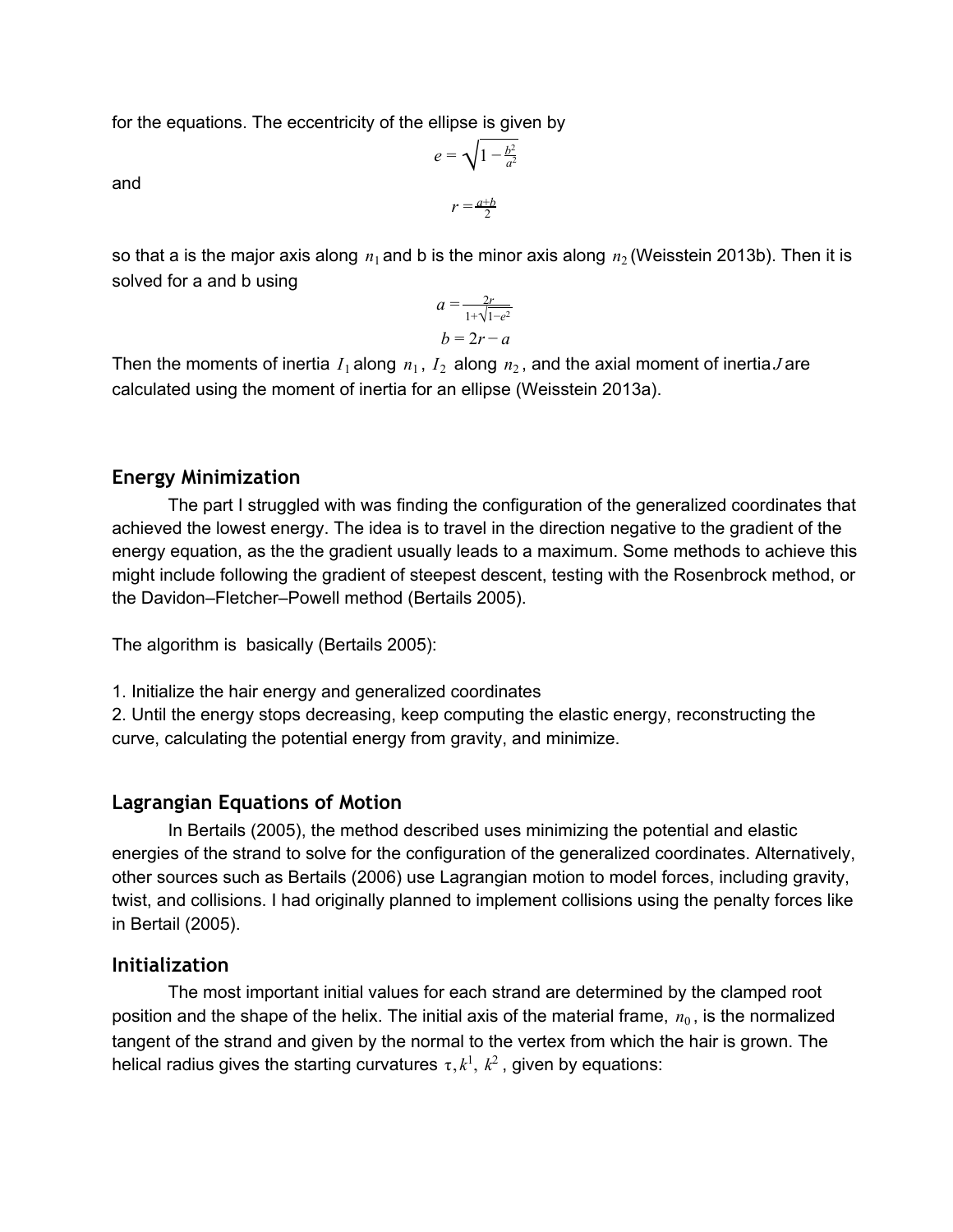for the equations. The eccentricity of the ellipse is given by

$$e = \sqrt{1 - \frac{b^2}{a^2}}$$

and

$$r = \frac{a+b}{2}$$

so that a is the major axis along $n_1$ and b is the minor axis along $n_2$ (Weisstein 2013b). Then it is solved for a and b using

$$a = \frac{2r}{1+\sqrt{1-e^2}}$$

$$b = 2r - a$$

Then the moments of inertia $I_1$ along $n_1$, $I_2$ along $n_2$, and the axial moment of inertia $J$ are calculated using the moment of inertia for an ellipse (Weisstein 2013a).

## Energy Minimization

The part I struggled with was finding the configuration of the generalized coordinates that achieved the lowest energy. The idea is to travel in the direction negative to the gradient of the energy equation, as the the gradient usually leads to a maximum. Some methods to achieve this might include following the gradient of steepest descent, testing with the Rosenbrock method, or the Davidon–Fletcher–Powell method (Bertails 2005).

The algorithm is basically (Bertails 2005):

1. Initialize the hair energy and generalized coordinates
2. Until the energy stops decreasing, keep computing the elastic energy, reconstructing the curve, calculating the potential energy from gravity, and minimize.

## Lagrangian Equations of Motion

In Bertails (2005), the method described uses minimizing the potential and elastic energies of the strand to solve for the configuration of the generalized coordinates. Alternatively, other sources such as Bertails (2006) use Lagrangian motion to model forces, including gravity, twist, and collisions. I had originally planned to implement collisions using the penalty forces like in Bertail (2005).

## Initialization

The most important initial values for each strand are determined by the clamped root position and the shape of the helix. The initial axis of the material frame, $n_0$, is the normalized tangent of the strand and given by the normal to the vertex from which the hair is grown. The helical radius gives the starting curvatures $\tau, k^1, k^2$, given by equations: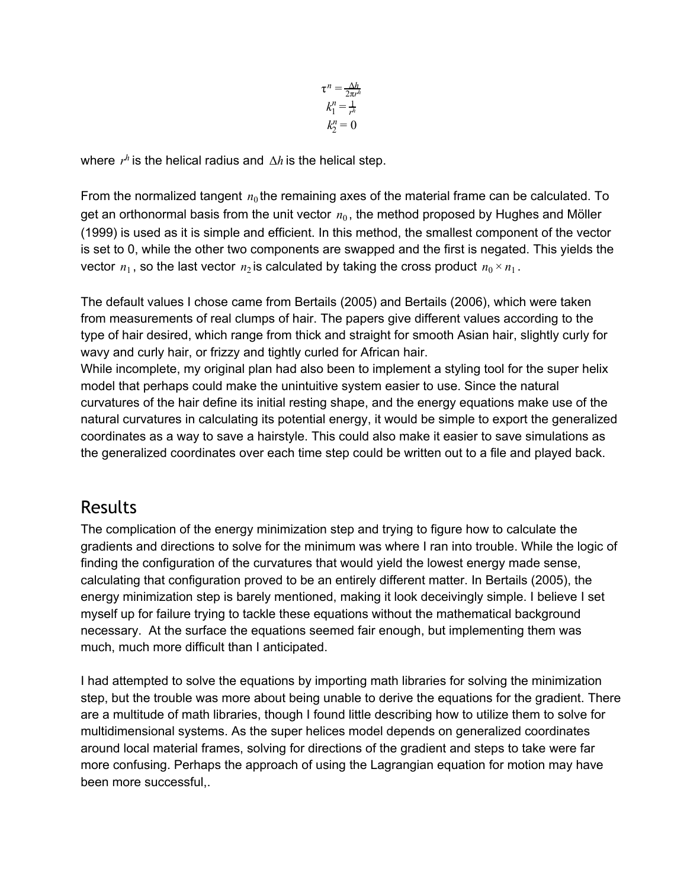$$\tau^n = \frac{\Delta h}{2\pi r^h}$$
$$k_1^n = \frac{1}{r^h}$$
$$k_2^n = 0$$

where $r^h$ is the helical radius and $\Delta h$ is the helical step.

From the normalized tangent $n_0$ the remaining axes of the material frame can be calculated. To get an orthonormal basis from the unit vector $n_0$, the method proposed by Hughes and Möller (1999) is used as it is simple and efficient. In this method, the smallest component of the vector is set to 0, while the other two components are swapped and the first is negated. This yields the vector $n_1$, so the last vector $n_2$ is calculated by taking the cross product $n_0 \times n_1$.

The default values I chose came from Bertails (2005) and Bertails (2006), which were taken from measurements of real clumps of hair. The papers give different values according to the type of hair desired, which range from thick and straight for smooth Asian hair, slightly curly for wavy and curly hair, or frizzy and tightly curled for African hair.
While incomplete, my original plan had also been to implement a styling tool for the super helix model that perhaps could make the unintuitive system easier to use. Since the natural curvatures of the hair define its initial resting shape, and the energy equations make use of the natural curvatures in calculating its potential energy, it would be simple to export the generalized coordinates as a way to save a hairstyle. This could also make it easier to save simulations as the generalized coordinates over each time step could be written out to a file and played back.

## Results

The complication of the energy minimization step and trying to figure how to calculate the gradients and directions to solve for the minimum was where I ran into trouble. While the logic of finding the configuration of the curvatures that would yield the lowest energy made sense, calculating that configuration proved to be an entirely different matter. In Bertails (2005), the energy minimization step is barely mentioned, making it look deceivingly simple. I believe I set myself up for failure trying to tackle these equations without the mathematical background necessary. At the surface the equations seemed fair enough, but implementing them was much, much more difficult than I anticipated.

I had attempted to solve the equations by importing math libraries for solving the minimization step, but the trouble was more about being unable to derive the equations for the gradient. There are a multitude of math libraries, though I found little describing how to utilize them to solve for multidimensional systems. As the super helices model depends on generalized coordinates around local material frames, solving for directions of the gradient and steps to take were far more confusing. Perhaps the approach of using the Lagrangian equation for motion may have been more successful,.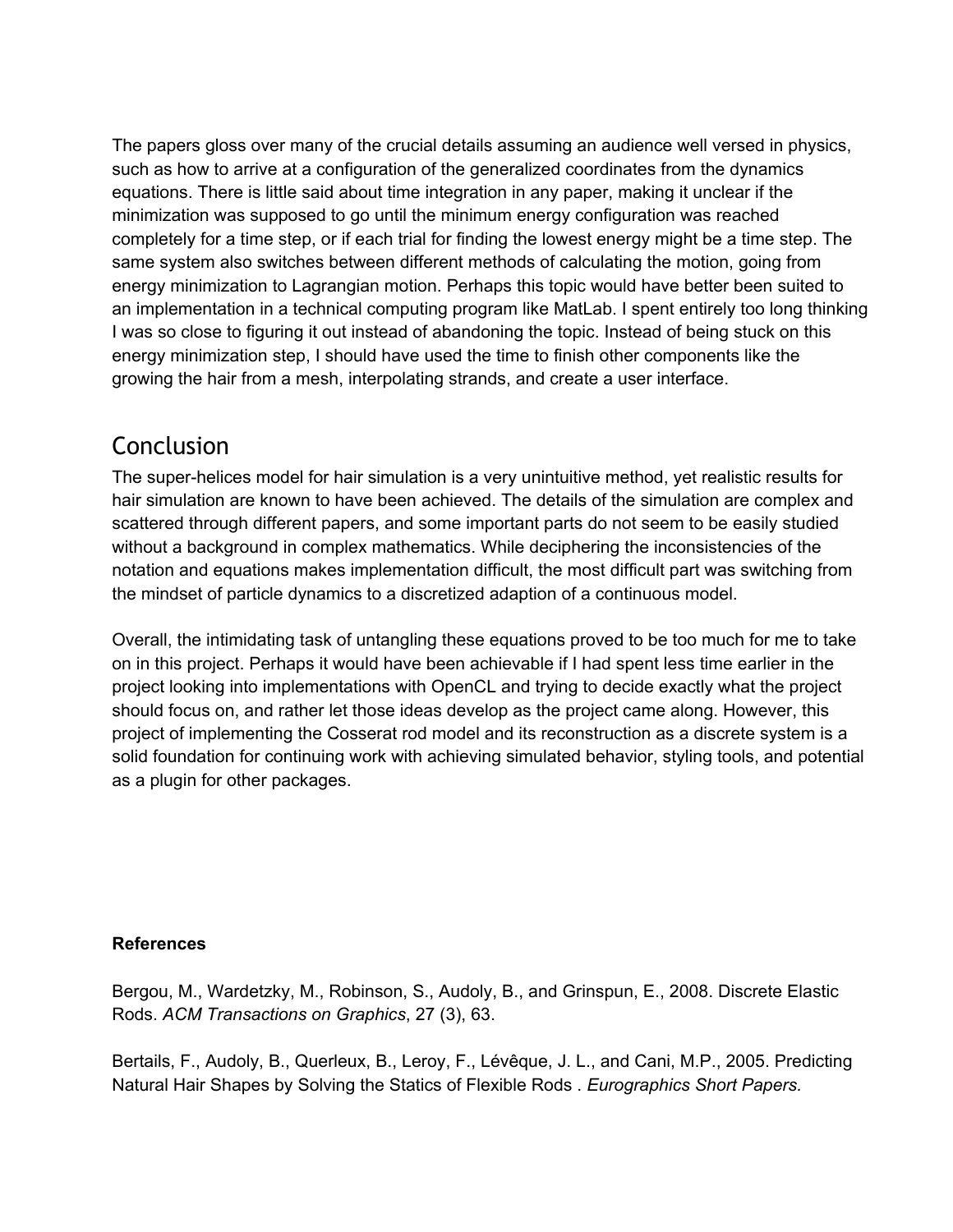The papers gloss over many of the crucial details assuming an audience well versed in physics, such as how to arrive at a configuration of the generalized coordinates from the dynamics equations. There is little said about time integration in any paper, making it unclear if the minimization was supposed to go until the minimum energy configuration was reached completely for a time step, or if each trial for finding the lowest energy might be a time step. The same system also switches between different methods of calculating the motion, going from energy minimization to Lagrangian motion. Perhaps this topic would have better been suited to an implementation in a technical computing program like MatLab. I spent entirely too long thinking I was so close to figuring it out instead of abandoning the topic. Instead of being stuck on this energy minimization step, I should have used the time to finish other components like the growing the hair from a mesh, interpolating strands, and create a user interface.

## Conclusion

The super-helices model for hair simulation is a very unintuitive method, yet realistic results for hair simulation are known to have been achieved. The details of the simulation are complex and scattered through different papers, and some important parts do not seem to be easily studied without a background in complex mathematics. While deciphering the inconsistencies of the notation and equations makes implementation difficult, the most difficult part was switching from the mindset of particle dynamics to a discretized adaption of a continuous model.

Overall, the intimidating task of untangling these equations proved to be too much for me to take on in this project. Perhaps it would have been achievable if I had spent less time earlier in the project looking into implementations with OpenCL and trying to decide exactly what the project should focus on, and rather let those ideas develop as the project came along. However, this project of implementing the Cosserat rod model and its reconstruction as a discrete system is a solid foundation for continuing work with achieving simulated behavior, styling tools, and potential as a plugin for other packages.

**References**

Bergou, M., Wardetzky, M., Robinson, S., Audoly, B., and Grinspun, E., 2008. Discrete Elastic Rods. *ACM Transactions on Graphics*, 27 (3), 63.

Bertails, F., Audoly, B., Querleux, B., Leroy, F., Lévêque, J. L., and Cani, M.P., 2005. Predicting Natural Hair Shapes by Solving the Statics of Flexible Rods . *Eurographics Short Papers.*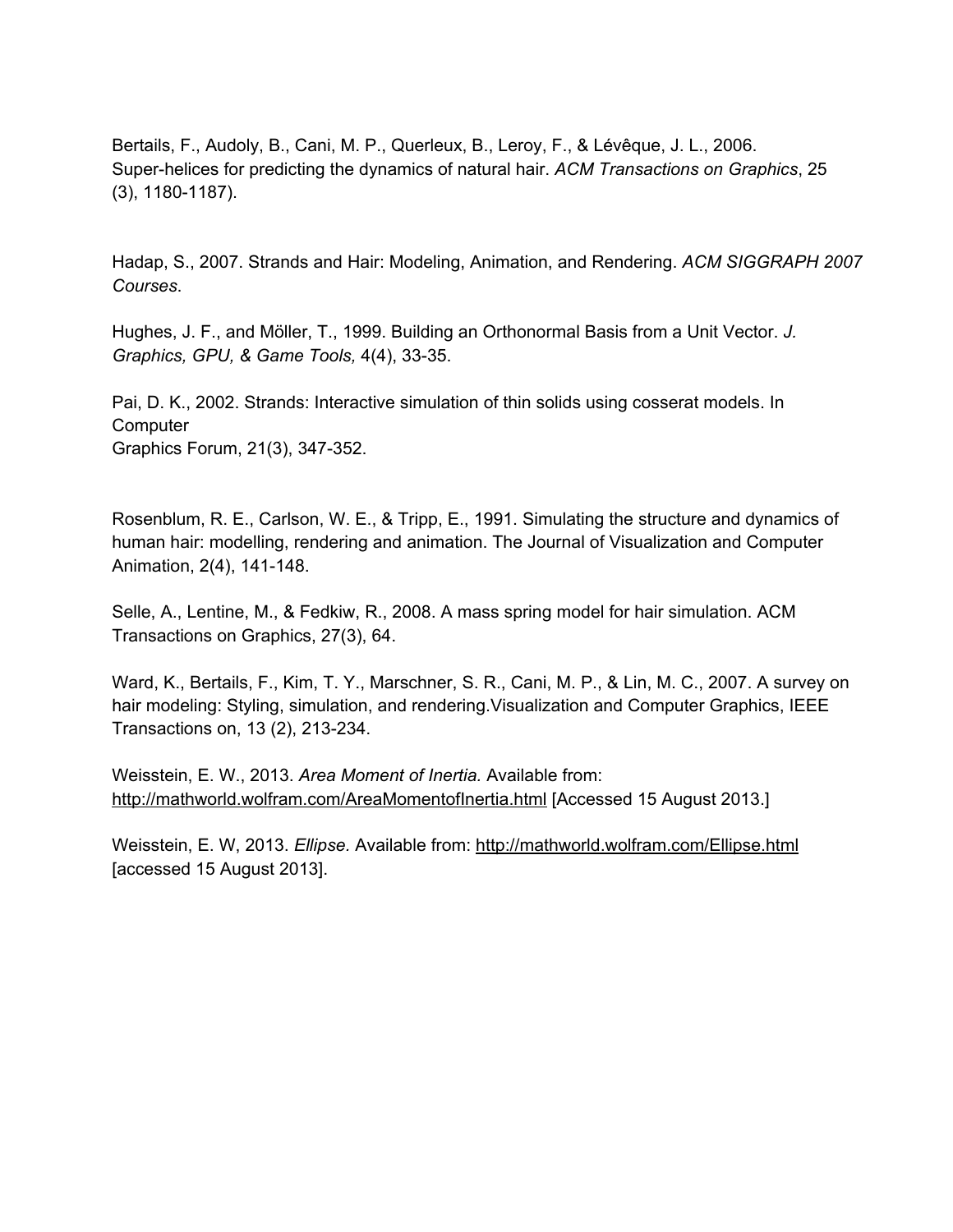Bertails, F., Audoly, B., Cani, M. P., Querleux, B., Leroy, F., & Lévêque, J. L., 2006. Super-helices for predicting the dynamics of natural hair. *ACM Transactions on Graphics*, 25 (3), 1180-1187).

Hadap, S., 2007. Strands and Hair: Modeling, Animation, and Rendering. *ACM SIGGRAPH 2007 Courses*.

Hughes, J. F., and Möller, T., 1999. Building an Orthonormal Basis from a Unit Vector. *J. Graphics, GPU, & Game Tools,* 4(4), 33-35.

Pai, D. K., 2002. Strands: Interactive simulation of thin solids using cosserat models. In Computer
Graphics Forum, 21(3), 347-352.

Rosenblum, R. E., Carlson, W. E., & Tripp, E., 1991. Simulating the structure and dynamics of human hair: modelling, rendering and animation. The Journal of Visualization and Computer Animation, 2(4), 141-148.

Selle, A., Lentine, M., & Fedkiw, R., 2008. A mass spring model for hair simulation. ACM Transactions on Graphics, 27(3), 64.

Ward, K., Bertails, F., Kim, T. Y., Marschner, S. R., Cani, M. P., & Lin, M. C., 2007. A survey on hair modeling: Styling, simulation, and rendering.Visualization and Computer Graphics, IEEE Transactions on, 13 (2), 213-234.

Weisstein, E. W., 2013. *Area Moment of Inertia.* Available from: http://mathworld.wolfram.com/AreaMomentofInertia.html [Accessed 15 August 2013.]

Weisstein, E. W, 2013. *Ellipse.* Available from: http://mathworld.wolfram.com/Ellipse.html [accessed 15 August 2013].